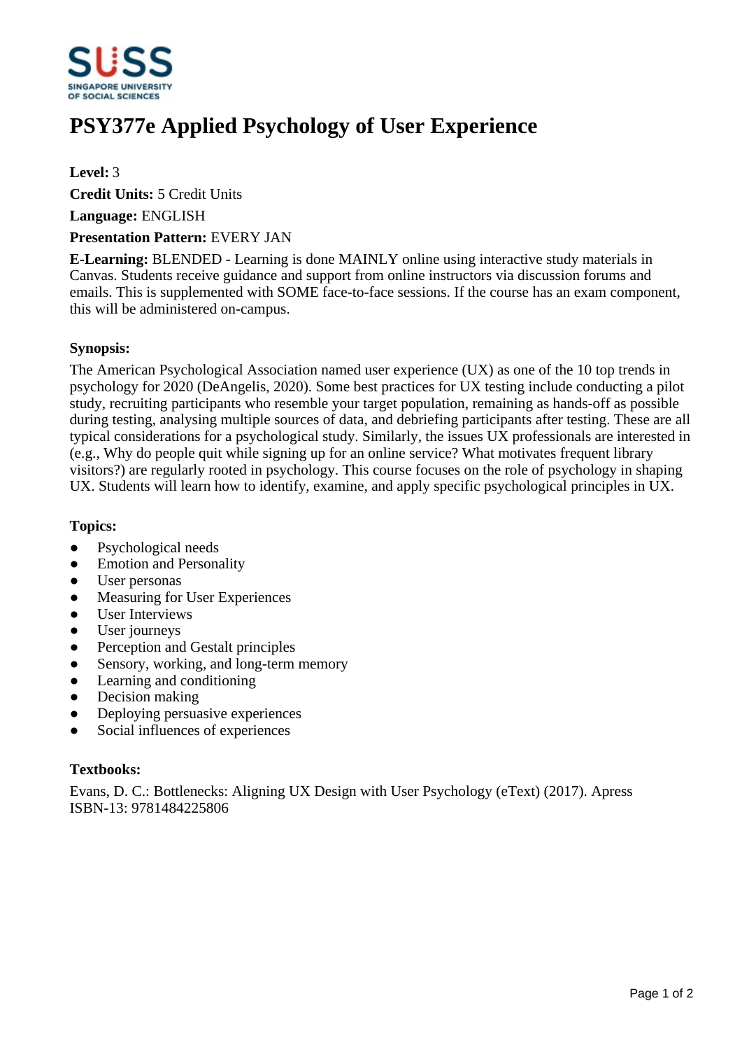# PSY377e Applied Psychology of User Experience

**Level:** 3

**Credit Units:** 5 Credit Units

**Language:** ENGLISH

**Presentation Pattern:** EVERY JAN

**E-Learning:** BLENDED - Learning is done MAINLY online using interactive study materials in Canvas. Students receive guidance and support from online instructors via discussion forums and emails. This is supplemented with SOME face-to-face sessions. If the course has an exam component, this will be administered on-campus.

**Synopsis:**

The American Psychological Association named user experience (UX) as one of the 10 top trends in psychology for 2020 (DeAngelis, 2020). Some best practices for UX testing include conducting a pilot study, recruiting participants who resemble your target population, remaining as hands-off as possible during testing, analysing multiple sources of data, and debriefing participants after testing. These are all typical considerations for a psychological study. Similarly, the issues UX professionals are interested in (e.g., Why do people quit while signing up for an online service? What motivates frequent library visitors?) are regularly rooted in psychology. This course focuses on the role of psychology in shaping UX. Students will learn how to identify, examine, and apply specific psychological principles in UX.

**Topics:**

- Psychological needs
- Emotion and Personality
- User personas
- Measuring for User Experiences
- User Interviews
- User journeys
- Perception and Gestalt principles
- Sensory, working, and long-term memory
- Learning and conditioning
- Decision making
- Deploying persuasive experiences
- Social influences of experiences

**Textbooks:**

Evans, D. C.: Bottlenecks: Aligning UX Design with User Psychology (eText) (2017). Apress
ISBN-13: 9781484225806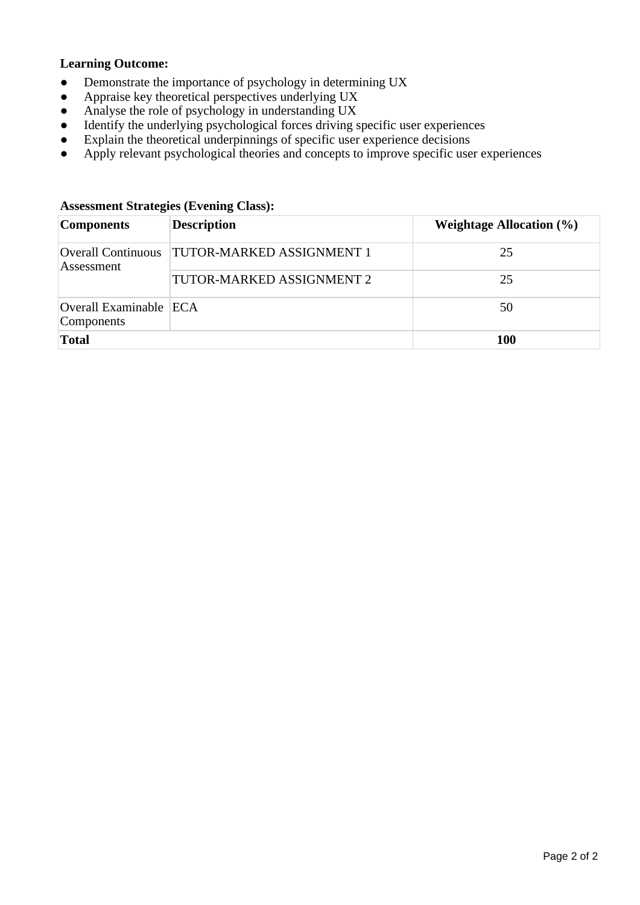**Learning Outcome:**

- Demonstrate the importance of psychology in determining UX
- Appraise key theoretical perspectives underlying UX
- Analyse the role of psychology in understanding UX
- Identify the underlying psychological forces driving specific user experiences
- Explain the theoretical underpinnings of specific user experience decisions
- Apply relevant psychological theories and concepts to improve specific user experiences

**Assessment Strategies (Evening Class):**

| Components | Description | Weightage Allocation (%) |
|---|---|---|
| Overall Continuous Assessment | TUTOR-MARKED ASSIGNMENT 1 | 25 |
| | TUTOR-MARKED ASSIGNMENT 2 | 25 |
| Overall Examinable Components | ECA | 50 |
| **Total** | | **100** |